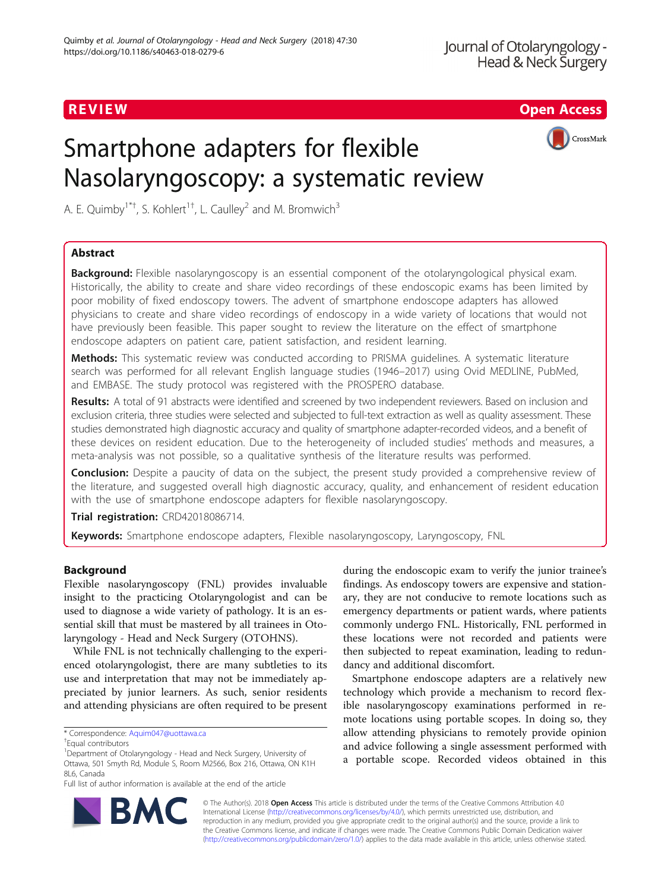REVIEW

Open Access

# Smartphone adapters for flexible Nasolaryngoscopy: a systematic review

A. E. Quimby[1*†], S. Kohlert[1†], L. Caulley[2] and M. Bromwich[3]

## Abstract

**Background:** Flexible nasolaryngoscopy is an essential component of the otolaryngological physical exam. Historically, the ability to create and share video recordings of these endoscopic exams has been limited by poor mobility of fixed endoscopy towers. The advent of smartphone endoscope adapters has allowed physicians to create and share video recordings of endoscopy in a wide variety of locations that would not have previously been feasible. This paper sought to review the literature on the effect of smartphone endoscope adapters on patient care, patient satisfaction, and resident learning.

**Methods:** This systematic review was conducted according to PRISMA guidelines. A systematic literature search was performed for all relevant English language studies (1946–2017) using Ovid MEDLINE, PubMed, and EMBASE. The study protocol was registered with the PROSPERO database.

**Results:** A total of 91 abstracts were identified and screened by two independent reviewers. Based on inclusion and exclusion criteria, three studies were selected and subjected to full-text extraction as well as quality assessment. These studies demonstrated high diagnostic accuracy and quality of smartphone adapter-recorded videos, and a benefit of these devices on resident education. Due to the heterogeneity of included studies' methods and measures, a meta-analysis was not possible, so a qualitative synthesis of the literature results was performed.

**Conclusion:** Despite a paucity of data on the subject, the present study provided a comprehensive review of the literature, and suggested overall high diagnostic accuracy, quality, and enhancement of resident education with the use of smartphone endoscope adapters for flexible nasolaryngoscopy.

**Trial registration:** CRD42018086714.

**Keywords:** Smartphone endoscope adapters, Flexible nasolaryngoscopy, Laryngoscopy, FNL

## Background

Flexible nasolaryngoscopy (FNL) provides invaluable insight to the practicing Otolaryngologist and can be used to diagnose a wide variety of pathology. It is an essential skill that must be mastered by all trainees in Otolaryngology - Head and Neck Surgery (OTOHNS).

While FNL is not technically challenging to the experienced otolaryngologist, there are many subtleties to its use and interpretation that may not be immediately appreciated by junior learners. As such, senior residents and attending physicians are often required to be present during the endoscopic exam to verify the junior trainee's findings. As endoscopy towers are expensive and stationary, they are not conducive to remote locations such as emergency departments or patient wards, where patients commonly undergo FNL. Historically, FNL performed in these locations were not recorded and patients were then subjected to repeat examination, leading to redundancy and additional discomfort.

Smartphone endoscope adapters are a relatively new technology which provide a mechanism to record flexible nasolaryngoscopy examinations performed in remote locations using portable scopes. In doing so, they allow attending physicians to remotely provide opinion and advice following a single assessment performed with a portable scope. Recorded videos obtained in this

* Correspondence: Aquim047@uottawa.ca

†Equal contributors

[1]Department of Otolaryngology - Head and Neck Surgery, University of Ottawa, 501 Smyth Rd, Module S, Room M2566, Box 216, Ottawa, ON K1H 8L6, Canada

Full list of author information is available at the end of the article

© The Author(s). 2018 **Open Access** This article is distributed under the terms of the Creative Commons Attribution 4.0 International License (http://creativecommons.org/licenses/by/4.0/), which permits unrestricted use, distribution, and reproduction in any medium, provided you give appropriate credit to the original author(s) and the source, provide a link to the Creative Commons license, and indicate if changes were made. The Creative Commons Public Domain Dedication waiver (http://creativecommons.org/publicdomain/zero/1.0/) applies to the data made available in this article, unless otherwise stated.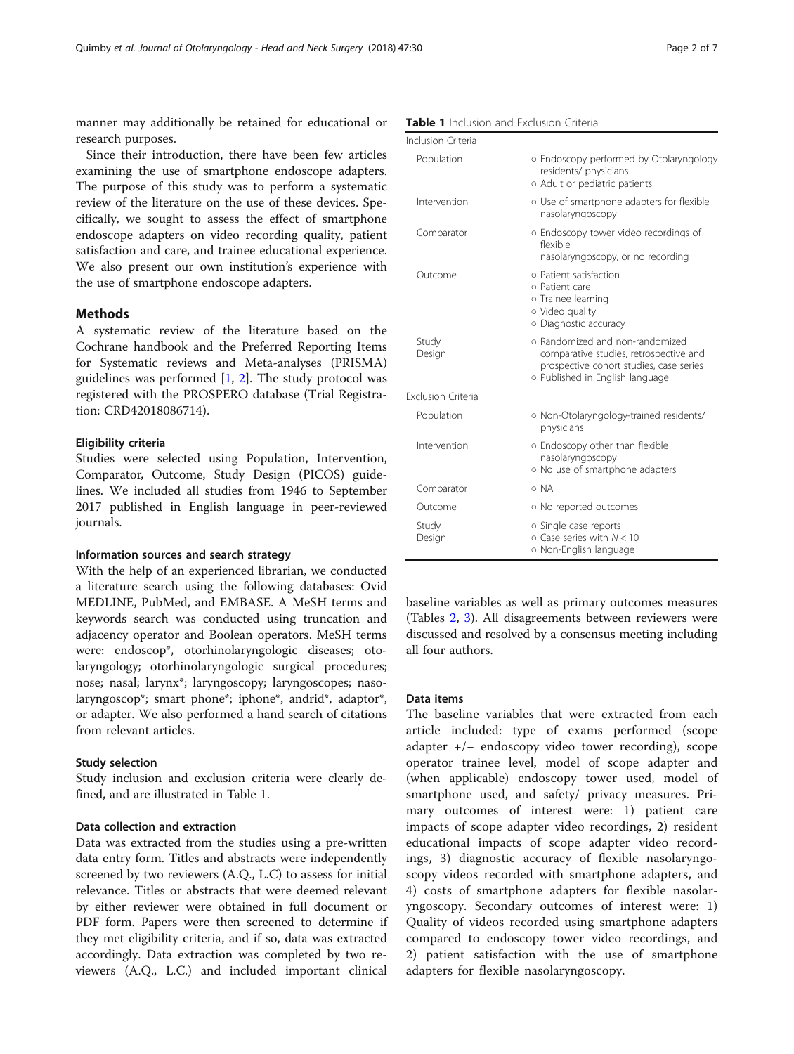manner may additionally be retained for educational or research purposes.

Since their introduction, there have been few articles examining the use of smartphone endoscope adapters. The purpose of this study was to perform a systematic review of the literature on the use of these devices. Specifically, we sought to assess the effect of smartphone endoscope adapters on video recording quality, patient satisfaction and care, and trainee educational experience. We also present our own institution's experience with the use of smartphone endoscope adapters.

## Methods

A systematic review of the literature based on the Cochrane handbook and the Preferred Reporting Items for Systematic reviews and Meta-analyses (PRISMA) guidelines was performed [1, 2]. The study protocol was registered with the PROSPERO database (Trial Registration: CRD42018086714).

### Eligibility criteria

Studies were selected using Population, Intervention, Comparator, Outcome, Study Design (PICOS) guidelines. We included all studies from 1946 to September 2017 published in English language in peer-reviewed journals.

### Information sources and search strategy

With the help of an experienced librarian, we conducted a literature search using the following databases: Ovid MEDLINE, PubMed, and EMBASE. A MeSH terms and keywords search was conducted using truncation and adjacency operator and Boolean operators. MeSH terms were: endoscop*, otorhinolaryngologic diseases; otolaryngology; otorhinolaryngologic surgical procedures; nose; nasal; larynx*; laryngoscopy; laryngoscopes; nasolaryngoscop*; smart phone*; iphone*, andrid*, adaptor*, or adapter. We also performed a hand search of citations from relevant articles.

### Study selection

Study inclusion and exclusion criteria were clearly defined, and are illustrated in Table 1.

**Table 1** Inclusion and Exclusion Criteria

| | |
|---|---|
| **Inclusion Criteria** | |
| Population | ○ Endoscopy performed by Otolaryngology residents/ physicians<br>○ Adult or pediatric patients |
| Intervention | ○ Use of smartphone adapters for flexible nasolaryngoscopy |
| Comparator | ○ Endoscopy tower video recordings of flexible nasolaryngoscopy, or no recording |
| Outcome | ○ Patient satisfaction<br>○ Patient care<br>○ Trainee learning<br>○ Video quality<br>○ Diagnostic accuracy |
| Study Design | ○ Randomized and non-randomized comparative studies, retrospective and prospective cohort studies, case series<br>○ Published in English language |
| **Exclusion Criteria** | |
| Population | ○ Non-Otolaryngology-trained residents/ physicians |
| Intervention | ○ Endoscopy other than flexible nasolaryngoscopy<br>○ No use of smartphone adapters |
| Comparator | ○ NA |
| Outcome | ○ No reported outcomes |
| Study Design | ○ Single case reports<br>○ Case series with $N < 10$<br>○ Non-English language |

### Data collection and extraction

Data was extracted from the studies using a pre-written data entry form. Titles and abstracts were independently screened by two reviewers (A.Q., L.C) to assess for initial relevance. Titles or abstracts that were deemed relevant by either reviewer were obtained in full document or PDF form. Papers were then screened to determine if they met eligibility criteria, and if so, data was extracted accordingly. Data extraction was completed by two reviewers (A.Q., L.C.) and included important clinical baseline variables as well as primary outcomes measures (Tables 2, 3). All disagreements between reviewers were discussed and resolved by a consensus meeting including all four authors.

### Data items

The baseline variables that were extracted from each article included: type of exams performed (scope adapter +/− endoscopy video tower recording), scope operator trainee level, model of scope adapter and (when applicable) endoscopy tower used, model of smartphone used, and safety/ privacy measures. Primary outcomes of interest were: 1) patient care impacts of scope adapter video recordings, 2) resident educational impacts of scope adapter video recordings, 3) diagnostic accuracy of flexible nasolaryngoscopy videos recorded with smartphone adapters, and 4) costs of smartphone adapters for flexible nasolaryngoscopy. Secondary outcomes of interest were: 1) Quality of videos recorded using smartphone adapters compared to endoscopy tower video recordings, and 2) patient satisfaction with the use of smartphone adapters for flexible nasolaryngoscopy.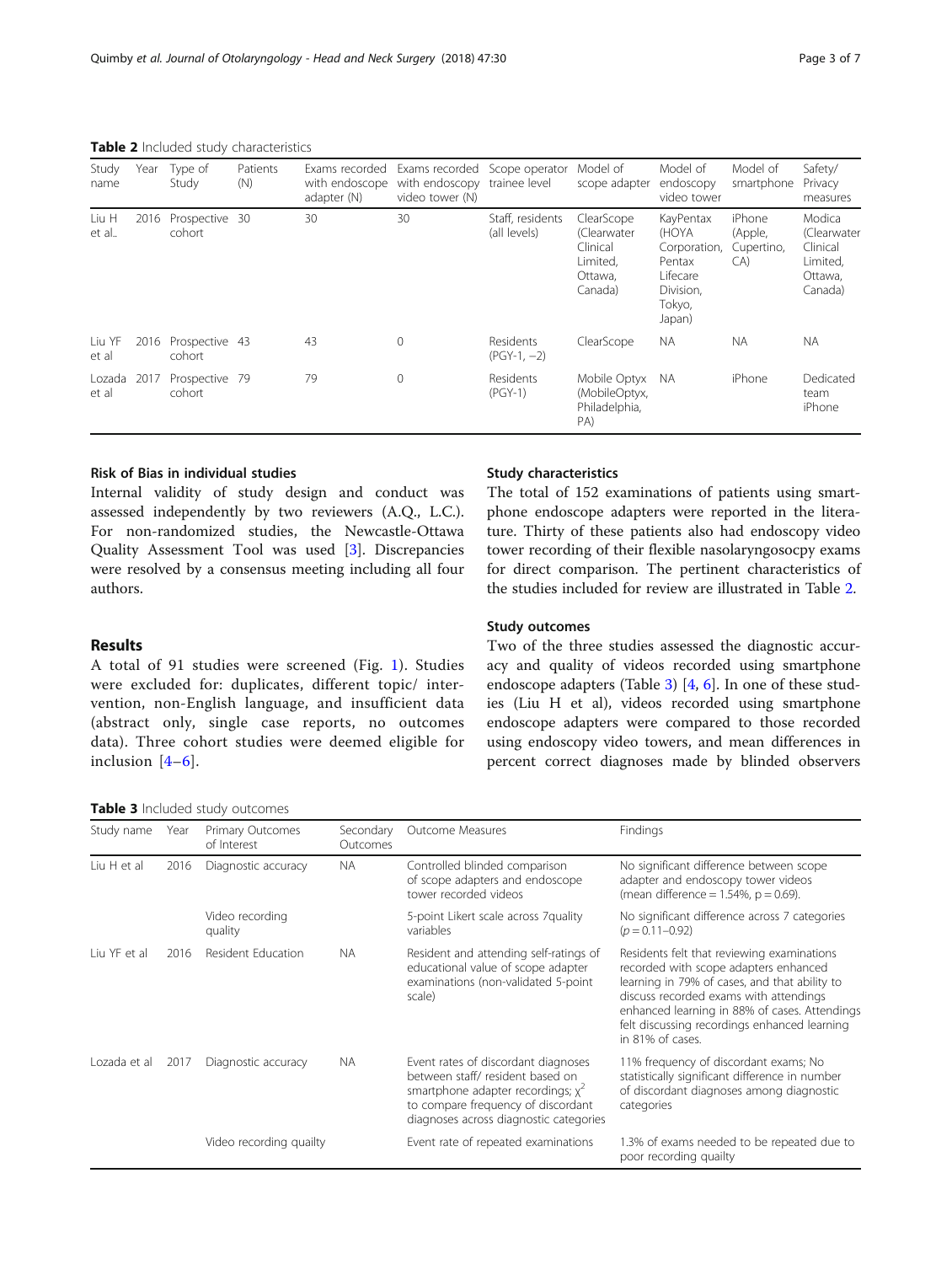**Table 2** Included study characteristics

| Study name | Year | Type of Study | Patients (N) | Exams recorded with endoscope adapter (N) | Exams recorded with endoscopy video tower (N) | Scope operator trainee level | Model of scope adapter | Model of endoscopy video tower | Model of smartphone | Safety/ Privacy measures |
|---|---|---|---|---|---|---|---|---|---|---|
| Liu H et al.. | 2016 | Prospective cohort | 30 | 30 | 30 | Staff, residents (all levels) | ClearScope (Clearwater Clinical Limited, Ottawa, Canada) | KayPentax (HOYA Corporation, Pentax Lifecare Division, Tokyo, Japan) | iPhone (Apple, Cupertino, CA) | Modica (Clearwater Clinical Limited, Ottawa, Canada) |
| Liu YF et al | 2016 | Prospective cohort | 43 | 43 | 0 | Residents (PGY-1, −2) | ClearScope | NA | NA | NA |
| Lozada et al | 2017 | Prospective cohort | 79 | 79 | 0 | Residents (PGY-1) | Mobile Optyx (MobileOptyx, Philadelphia, PA) | NA | iPhone | Dedicated team iPhone |

### Risk of Bias in individual studies

Internal validity of study design and conduct was assessed independently by two reviewers (A.Q., L.C.). For non-randomized studies, the Newcastle-Ottawa Quality Assessment Tool was used [3]. Discrepancies were resolved by a consensus meeting including all four authors.

## Results

A total of 91 studies were screened (Fig. 1). Studies were excluded for: duplicates, different topic/ intervention, non-English language, and insufficient data (abstract only, single case reports, no outcomes data). Three cohort studies were deemed eligible for inclusion [4–6].

### Study characteristics

The total of 152 examinations of patients using smartphone endoscope adapters were reported in the literature. Thirty of these patients also had endoscopy video tower recording of their flexible nasolaryngosocpy exams for direct comparison. The pertinent characteristics of the studies included for review are illustrated in Table 2.

### Study outcomes

Two of the three studies assessed the diagnostic accuracy and quality of videos recorded using smartphone endoscope adapters (Table 3) [4, 6]. In one of these studies (Liu H et al), videos recorded using smartphone endoscope adapters were compared to those recorded using endoscopy video towers, and mean differences in percent correct diagnoses made by blinded observers

**Table 3** Included study outcomes

| Study name | Year | Primary Outcomes of Interest | Secondary Outcomes | Outcome Measures | Findings |
|---|---|---|---|---|---|
| Liu H et al | 2016 | Diagnostic accuracy | NA | Controlled blinded comparison of scope adapters and endoscope tower recorded videos | No significant difference between scope adapter and endoscopy tower videos (mean difference = 1.54%, p = 0.69). |
| | | Video recording quality | | 5-point Likert scale across 7quality variables | No significant difference across 7 categories ($p = 0.11$–$0.92$) |
| Liu YF et al | 2016 | Resident Education | NA | Resident and attending self-ratings of educational value of scope adapter examinations (non-validated 5-point scale) | Residents felt that reviewing examinations recorded with scope adapters enhanced learning in 79% of cases, and that ability to discuss recorded exams with attendings enhanced learning in 88% of cases. Attendings felt discussing recordings enhanced learning in 81% of cases. |
| Lozada et al | 2017 | Diagnostic accuracy | NA | Event rates of discordant diagnoses between staff/ resident based on smartphone adapter recordings; $\chi^2$ to compare frequency of discordant diagnoses across diagnostic categories | 11% frequency of discordant exams; No statistically significant difference in number of discordant diagnoses among diagnostic categories |
| | | Video recording quailty | | Event rate of repeated examinations | 1.3% of exams needed to be repeated due to poor recording quailty |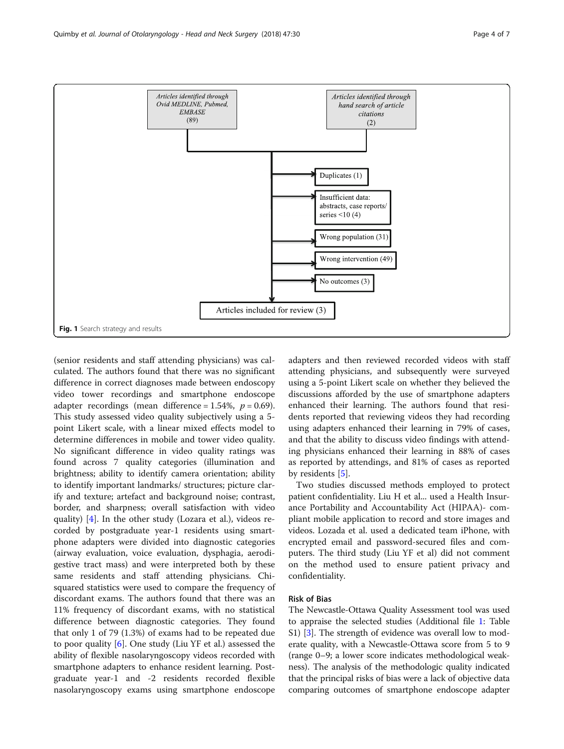Articles identified through Ovid MEDLINE, Pubmed, EMBASE (89)

Articles identified through hand search of article citations (2)

- Duplicates (1)
- Insufficient data: abstracts, case reports/ series <10 (4)
- Wrong population (31)
- Wrong intervention (49)
- No outcomes (3)

Articles included for review (3)

**Fig. 1** Search strategy and results

(senior residents and staff attending physicians) was calculated. The authors found that there was no significant difference in correct diagnoses made between endoscopy video tower recordings and smartphone endoscope adapter recordings (mean difference = 1.54%, $p = 0.69$). This study assessed video quality subjectively using a 5-point Likert scale, with a linear mixed effects model to determine differences in mobile and tower video quality. No significant difference in video quality ratings was found across 7 quality categories (illumination and brightness; ability to identify camera orientation; ability to identify important landmarks/ structures; picture clarify and texture; artefact and background noise; contrast, border, and sharpness; overall satisfaction with video quality) [4]. In the other study (Lozara et al.), videos recorded by postgraduate year-1 residents using smartphone adapters were divided into diagnostic categories (airway evaluation, voice evaluation, dysphagia, aerodigestive tract mass) and were interpreted both by these same residents and staff attending physicians. Chi-squared statistics were used to compare the frequency of discordant exams. The authors found that there was an 11% frequency of discordant exams, with no statistical difference between diagnostic categories. They found that only 1 of 79 (1.3%) of exams had to be repeated due to poor quality [6]. One study (Liu YF et al.) assessed the ability of flexible nasolaryngoscopy videos recorded with smartphone adapters to enhance resident learning. Postgraduate year-1 and -2 residents recorded flexible nasolaryngoscopy exams using smartphone endoscope adapters and then reviewed recorded videos with staff attending physicians, and subsequently were surveyed using a 5-point Likert scale on whether they believed the discussions afforded by the use of smartphone adapters enhanced their learning. The authors found that residents reported that reviewing videos they had recording using adapters enhanced their learning in 79% of cases, and that the ability to discuss video findings with attending physicians enhanced their learning in 88% of cases as reported by attendings, and 81% of cases as reported by residents [5].

Two studies discussed methods employed to protect patient confidentiality. Liu H et al... used a Health Insurance Portability and Accountability Act (HIPAA)- compliant mobile application to record and store images and videos. Lozada et al. used a dedicated team iPhone, with encrypted email and password-secured files and computers. The third study (Liu YF et al) did not comment on the method used to ensure patient privacy and confidentiality.

### Risk of Bias

The Newcastle-Ottawa Quality Assessment tool was used to appraise the selected studies (Additional file 1: Table S1) [3]. The strength of evidence was overall low to moderate quality, with a Newcastle-Ottawa score from 5 to 9 (range 0–9; a lower score indicates methodological weakness). The analysis of the methodologic quality indicated that the principal risks of bias were a lack of objective data comparing outcomes of smartphone endoscope adapter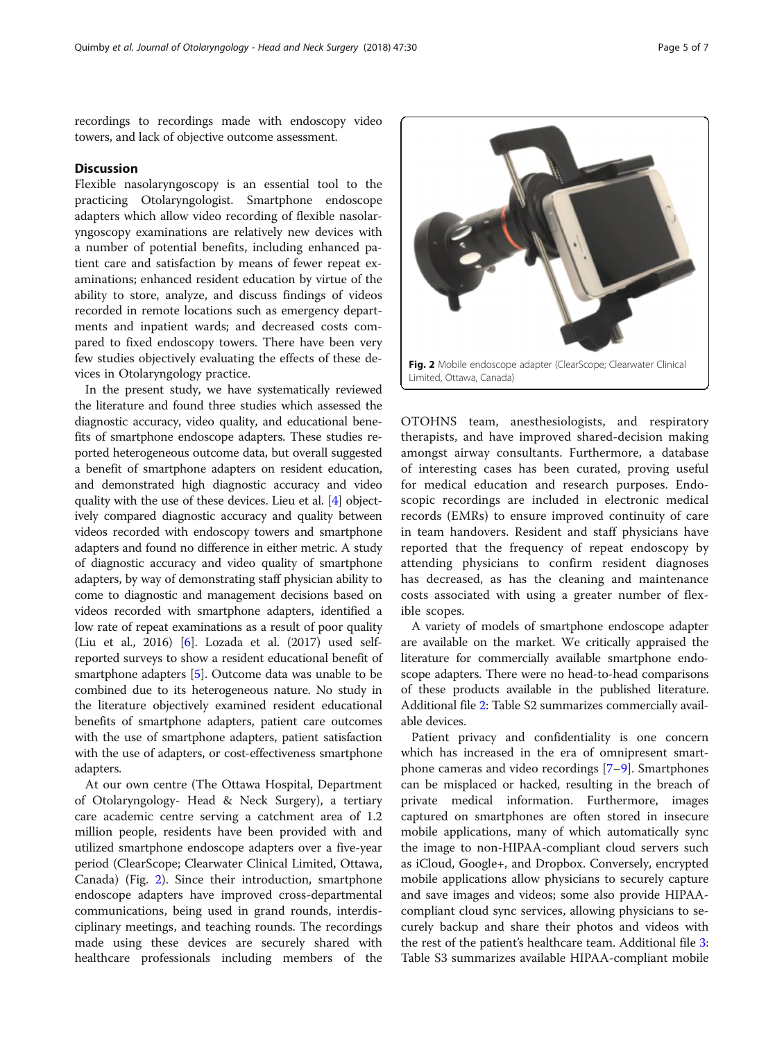recordings to recordings made with endoscopy video towers, and lack of objective outcome assessment.

## Discussion

Flexible nasolaryngoscopy is an essential tool to the practicing Otolaryngologist. Smartphone endoscope adapters which allow video recording of flexible nasolaryngoscopy examinations are relatively new devices with a number of potential benefits, including enhanced patient care and satisfaction by means of fewer repeat examinations; enhanced resident education by virtue of the ability to store, analyze, and discuss findings of videos recorded in remote locations such as emergency departments and inpatient wards; and decreased costs compared to fixed endoscopy towers. There have been very few studies objectively evaluating the effects of these devices in Otolaryngology practice.

In the present study, we have systematically reviewed the literature and found three studies which assessed the diagnostic accuracy, video quality, and educational benefits of smartphone endoscope adapters. These studies reported heterogeneous outcome data, but overall suggested a benefit of smartphone adapters on resident education, and demonstrated high diagnostic accuracy and video quality with the use of these devices. Lieu et al. [4] objectively compared diagnostic accuracy and quality between videos recorded with endoscopy towers and smartphone adapters and found no difference in either metric. A study of diagnostic accuracy and video quality of smartphone adapters, by way of demonstrating staff physician ability to come to diagnostic and management decisions based on videos recorded with smartphone adapters, identified a low rate of repeat examinations as a result of poor quality (Liu et al., 2016) [6]. Lozada et al. (2017) used self-reported surveys to show a resident educational benefit of smartphone adapters [5]. Outcome data was unable to be combined due to its heterogeneous nature. No study in the literature objectively examined resident educational benefits of smartphone adapters, patient care outcomes with the use of smartphone adapters, patient satisfaction with the use of adapters, or cost-effectiveness smartphone adapters.

At our own centre (The Ottawa Hospital, Department of Otolaryngology- Head & Neck Surgery), a tertiary care academic centre serving a catchment area of 1.2 million people, residents have been provided with and utilized smartphone endoscope adapters over a five-year period (ClearScope; Clearwater Clinical Limited, Ottawa, Canada) (Fig. 2). Since their introduction, smartphone endoscope adapters have improved cross-departmental communications, being used in grand rounds, interdisciplinary meetings, and teaching rounds. The recordings made using these devices are securely shared with healthcare professionals including members of the OTOHNS team, anesthesiologists, and respiratory therapists, and have improved shared-decision making amongst airway consultants. Furthermore, a database of interesting cases has been curated, proving useful for medical education and research purposes. Endoscopic recordings are included in electronic medical records (EMRs) to ensure improved continuity of care in team handovers. Resident and staff physicians have reported that the frequency of repeat endoscopy by attending physicians to confirm resident diagnoses has decreased, as has the cleaning and maintenance costs associated with using a greater number of flexible scopes.

**Fig. 2** Mobile endoscope adapter (ClearScope; Clearwater Clinical Limited, Ottawa, Canada)

A variety of models of smartphone endoscope adapter are available on the market. We critically appraised the literature for commercially available smartphone endoscope adapters. There were no head-to-head comparisons of these products available in the published literature. Additional file 2: Table S2 summarizes commercially available devices.

Patient privacy and confidentiality is one concern which has increased in the era of omnipresent smartphone cameras and video recordings [7–9]. Smartphones can be misplaced or hacked, resulting in the breach of private medical information. Furthermore, images captured on smartphones are often stored in insecure mobile applications, many of which automatically sync the image to non-HIPAA-compliant cloud servers such as iCloud, Google+, and Dropbox. Conversely, encrypted mobile applications allow physicians to securely capture and save images and videos; some also provide HIPAA-compliant cloud sync services, allowing physicians to securely backup and share their photos and videos with the rest of the patient's healthcare team. Additional file 3: Table S3 summarizes available HIPAA-compliant mobile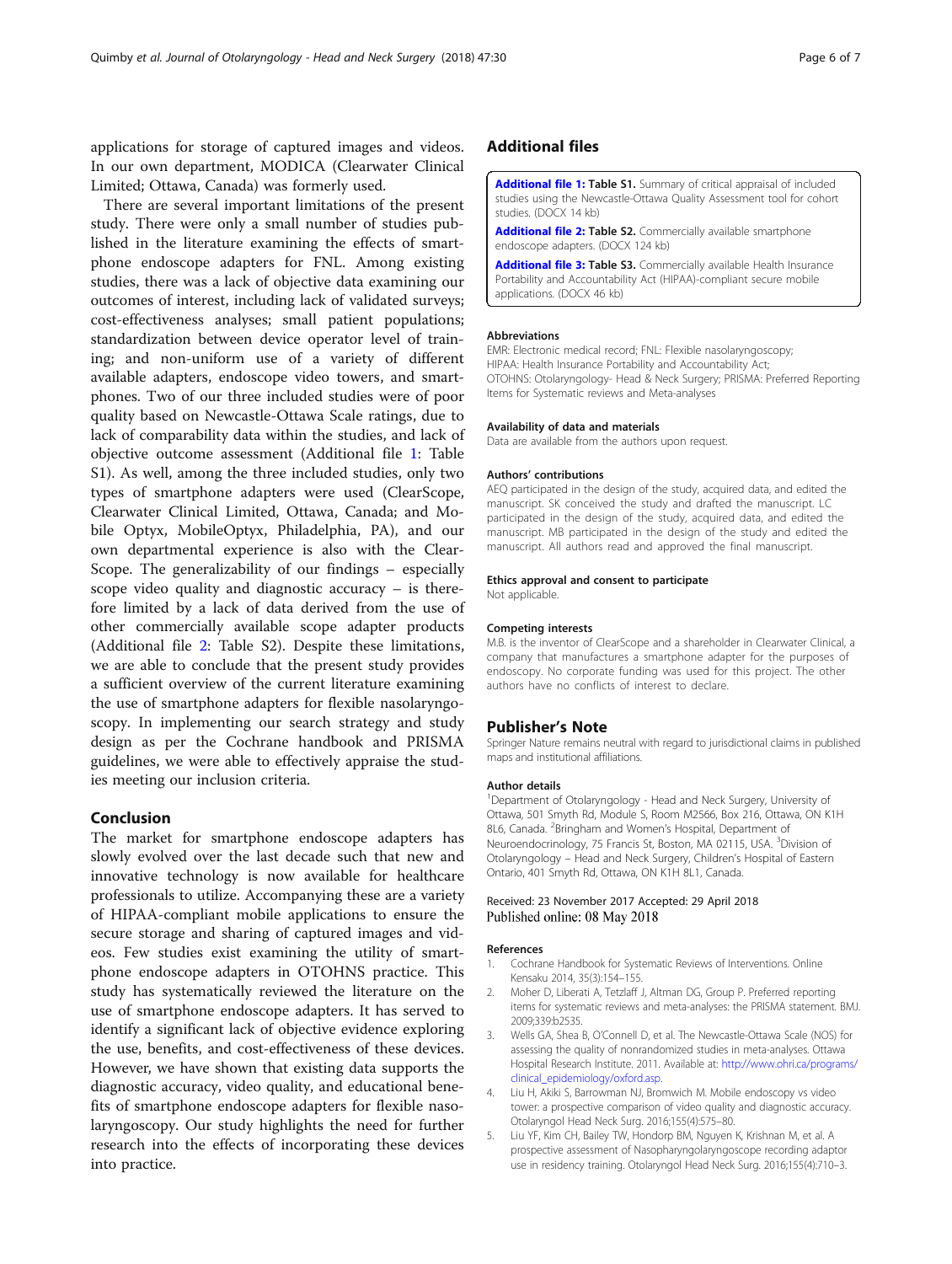applications for storage of captured images and videos. In our own department, MODICA (Clearwater Clinical Limited; Ottawa, Canada) was formerly used.

There are several important limitations of the present study. There were only a small number of studies published in the literature examining the effects of smartphone endoscope adapters for FNL. Among existing studies, there was a lack of objective data examining our outcomes of interest, including lack of validated surveys; cost-effectiveness analyses; small patient populations; standardization between device operator level of training; and non-uniform use of a variety of different available adapters, endoscope video towers, and smartphones. Two of our three included studies were of poor quality based on Newcastle-Ottawa Scale ratings, due to lack of comparability data within the studies, and lack of objective outcome assessment (Additional file 1: Table S1). As well, among the three included studies, only two types of smartphone adapters were used (ClearScope, Clearwater Clinical Limited, Ottawa, Canada; and Mobile Optyx, MobileOptyx, Philadelphia, PA), and our own departmental experience is also with the ClearScope. The generalizability of our findings – especially scope video quality and diagnostic accuracy – is therefore limited by a lack of data derived from the use of other commercially available scope adapter products (Additional file 2: Table S2). Despite these limitations, we are able to conclude that the present study provides a sufficient overview of the current literature examining the use of smartphone adapters for flexible nasolaryngoscopy. In implementing our search strategy and study design as per the Cochrane handbook and PRISMA guidelines, we were able to effectively appraise the studies meeting our inclusion criteria.

## Conclusion

The market for smartphone endoscope adapters has slowly evolved over the last decade such that new and innovative technology is now available for healthcare professionals to utilize. Accompanying these are a variety of HIPAA-compliant mobile applications to ensure the secure storage and sharing of captured images and videos. Few studies exist examining the utility of smartphone endoscope adapters in OTOHNS practice. This study has systematically reviewed the literature on the use of smartphone endoscope adapters. It has served to identify a significant lack of objective evidence exploring the use, benefits, and cost-effectiveness of these devices. However, we have shown that existing data supports the diagnostic accuracy, video quality, and educational benefits of smartphone endoscope adapters for flexible nasolaryngoscopy. Our study highlights the need for further research into the effects of incorporating these devices into practice.

## Additional files

**Additional file 1: Table S1.** Summary of critical appraisal of included studies using the Newcastle-Ottawa Quality Assessment tool for cohort studies. (DOCX 14 kb)

**Additional file 2: Table S2.** Commercially available smartphone endoscope adapters. (DOCX 124 kb)

**Additional file 3: Table S3.** Commercially available Health Insurance Portability and Accountability Act (HIPAA)-compliant secure mobile applications. (DOCX 46 kb)

#### Abbreviations

EMR: Electronic medical record; FNL: Flexible nasolaryngoscopy; HIPAA: Health Insurance Portability and Accountability Act; OTOHNS: Otolaryngology- Head & Neck Surgery; PRISMA: Preferred Reporting Items for Systematic reviews and Meta-analyses

#### Availability of data and materials

Data are available from the authors upon request.

#### Authors' contributions

AEQ participated in the design of the study, acquired data, and edited the manuscript. SK conceived the study and drafted the manuscript. LC participated in the design of the study, acquired data, and edited the manuscript. MB participated in the design of the study and edited the manuscript. All authors read and approved the final manuscript.

#### Ethics approval and consent to participate

Not applicable.

#### Competing interests

M.B. is the inventor of ClearScope and a shareholder in Clearwater Clinical, a company that manufactures a smartphone adapter for the purposes of endoscopy. No corporate funding was used for this project. The other authors have no conflicts of interest to declare.

## Publisher's Note

Springer Nature remains neutral with regard to jurisdictional claims in published maps and institutional affiliations.

#### Author details

[1]Department of Otolaryngology - Head and Neck Surgery, University of Ottawa, 501 Smyth Rd, Module S, Room M2566, Box 216, Ottawa, ON K1H 8L6, Canada. [2]Bringham and Women's Hospital, Department of Neuroendocrinology, 75 Francis St, Boston, MA 02115, USA. [3]Division of Otolaryngology – Head and Neck Surgery, Children's Hospital of Eastern Ontario, 401 Smyth Rd, Ottawa, ON K1H 8L1, Canada.

Received: 23 November 2017 Accepted: 29 April 2018
Published online: 08 May 2018

#### References

1. Cochrane Handbook for Systematic Reviews of Interventions. Online Kensaku 2014, 35(3):154–155.
2. Moher D, Liberati A, Tetzlaff J, Altman DG, Group P. Preferred reporting items for systematic reviews and meta-analyses: the PRISMA statement. BMJ. 2009;339:b2535.
3. Wells GA, Shea B, O'Connell D, et al. The Newcastle-Ottawa Scale (NOS) for assessing the quality of nonrandomized studies in meta-analyses. Ottawa Hospital Research Institute. 2011. Available at: http://www.ohri.ca/programs/clinical_epidemiology/oxford.asp.
4. Liu H, Akiki S, Barrowman NJ, Bromwich M. Mobile endoscopy vs video tower: a prospective comparison of video quality and diagnostic accuracy. Otolaryngol Head Neck Surg. 2016;155(4):575–80.
5. Liu YF, Kim CH, Bailey TW, Hondorp BM, Nguyen K, Krishnan M, et al. A prospective assessment of Nasopharyngolaryngoscope recording adaptor use in residency training. Otolaryngol Head Neck Surg. 2016;155(4):710–3.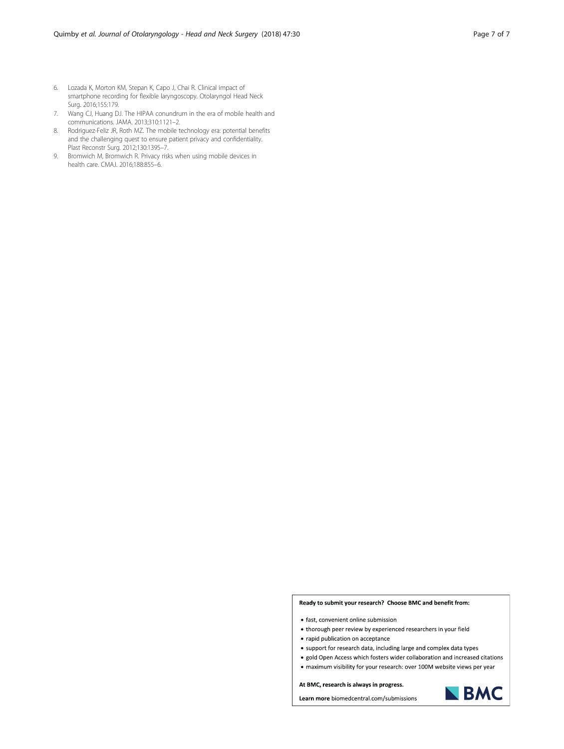6. Lozada K, Morton KM, Stepan K, Capo J, Chai R. Clinical impact of smartphone recording for flexible laryngoscopy. Otolaryngol Head Neck Surg. 2016;155:179.
7. Wang CJ, Huang DJ. The HIPAA conundrum in the era of mobile health and communications. JAMA. 2013;310:1121–2.
8. Rodriguez-Feliz JR, Roth MZ. The mobile technology era: potential benefits and the challenging quest to ensure patient privacy and confidentiality. Plast Reconstr Surg. 2012;130:1395–7.
9. Bromwich M, Bromwich R. Privacy risks when using mobile devices in health care. CMAJ. 2016;188:855–6.

**Ready to submit your research? Choose BMC and benefit from:**

- fast, convenient online submission
- thorough peer review by experienced researchers in your field
- rapid publication on acceptance
- support for research data, including large and complex data types
- gold Open Access which fosters wider collaboration and increased citations
- maximum visibility for your research: over 100M website views per year

**At BMC, research is always in progress.**

**Learn more** biomedcentral.com/submissions

BMC